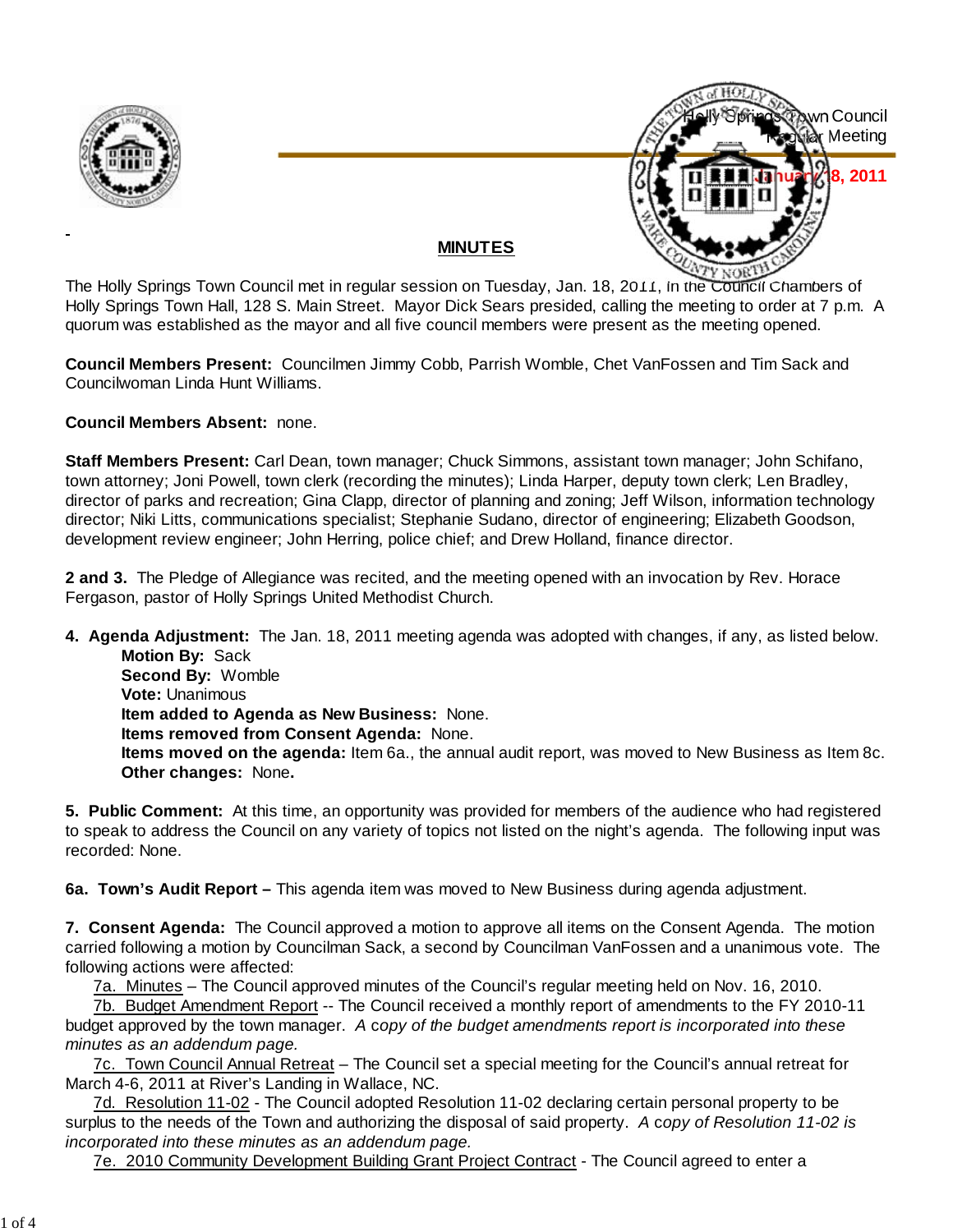Holly Springs Town Council
Regular Meeting

**January 18, 2011**

## MINUTES

The Holly Springs Town Council met in regular session on Tuesday, Jan. 18, 2011, in the Council Chambers of Holly Springs Town Hall, 128 S. Main Street. Mayor Dick Sears presided, calling the meeting to order at 7 p.m. A quorum was established as the mayor and all five council members were present as the meeting opened.

**Council Members Present:** Councilmen Jimmy Cobb, Parrish Womble, Chet VanFossen and Tim Sack and Councilwoman Linda Hunt Williams.

**Council Members Absent:** none.

**Staff Members Present:** Carl Dean, town manager; Chuck Simmons, assistant town manager; John Schifano, town attorney; Joni Powell, town clerk (recording the minutes); Linda Harper, deputy town clerk; Len Bradley, director of parks and recreation; Gina Clapp, director of planning and zoning; Jeff Wilson, information technology director; Niki Litts, communications specialist; Stephanie Sudano, director of engineering; Elizabeth Goodson, development review engineer; John Herring, police chief; and Drew Holland, finance director.

**2 and 3.** The Pledge of Allegiance was recited, and the meeting opened with an invocation by Rev. Horace Fergason, pastor of Holly Springs United Methodist Church.

**4. Agenda Adjustment:** The Jan. 18, 2011 meeting agenda was adopted with changes, if any, as listed below.

**Motion By:** Sack
**Second By:** Womble
**Vote:** Unanimous
**Item added to Agenda as New Business:** None.
**Items removed from Consent Agenda:** None.
**Items moved on the agenda:** Item 6a., the annual audit report, was moved to New Business as Item 8c.
**Other changes:** None**.**

**5. Public Comment:** At this time, an opportunity was provided for members of the audience who had registered to speak to address the Council on any variety of topics not listed on the night's agenda. The following input was recorded: None.

**6a. Town's Audit Report –** This agenda item was moved to New Business during agenda adjustment.

**7. Consent Agenda:** The Council approved a motion to approve all items on the Consent Agenda. The motion carried following a motion by Councilman Sack, a second by Councilman VanFossen and a unanimous vote. The following actions were affected:

7a. Minutes – The Council approved minutes of the Council's regular meeting held on Nov. 16, 2010.

7b. Budget Amendment Report -- The Council received a monthly report of amendments to the FY 2010-11 budget approved by the town manager. *A copy of the budget amendments report is incorporated into these minutes as an addendum page.*

7c. Town Council Annual Retreat – The Council set a special meeting for the Council's annual retreat for March 4-6, 2011 at River's Landing in Wallace, NC.

7d. Resolution 11-02 - The Council adopted Resolution 11-02 declaring certain personal property to be surplus to the needs of the Town and authorizing the disposal of said property. *A copy of Resolution 11-02 is incorporated into these minutes as an addendum page.*

7e. 2010 Community Development Building Grant Project Contract - The Council agreed to enter a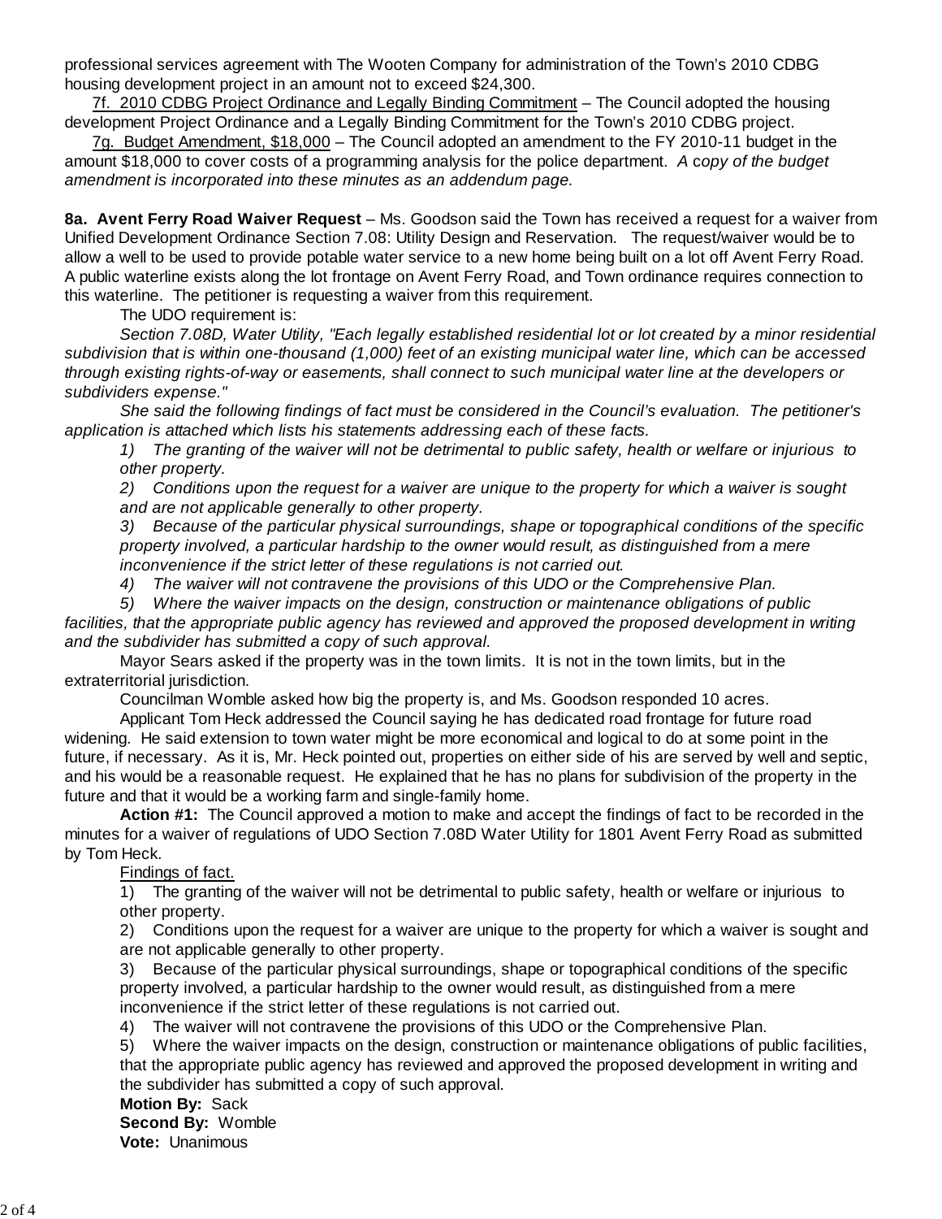professional services agreement with The Wooten Company for administration of the Town's 2010 CDBG housing development project in an amount not to exceed $24,300.

7f. 2010 CDBG Project Ordinance and Legally Binding Commitment – The Council adopted the housing development Project Ordinance and a Legally Binding Commitment for the Town's 2010 CDBG project.

7g. Budget Amendment, $18,000 – The Council adopted an amendment to the FY 2010-11 budget in the amount $18,000 to cover costs of a programming analysis for the police department. *A copy of the budget amendment is incorporated into these minutes as an addendum page.*

**8a. Avent Ferry Road Waiver Request** – Ms. Goodson said the Town has received a request for a waiver from Unified Development Ordinance Section 7.08: Utility Design and Reservation. The request/waiver would be to allow a well to be used to provide potable water service to a new home being built on a lot off Avent Ferry Road. A public waterline exists along the lot frontage on Avent Ferry Road, and Town ordinance requires connection to this waterline. The petitioner is requesting a waiver from this requirement.

The UDO requirement is:

*Section 7.08D, Water Utility, "Each legally established residential lot or lot created by a minor residential subdivision that is within one-thousand (1,000) feet of an existing municipal water line, which can be accessed through existing rights-of-way or easements, shall connect to such municipal water line at the developers or subdividers expense."*

*She said the following findings of fact must be considered in the Council's evaluation. The petitioner's application is attached which lists his statements addressing each of these facts.*

*1) The granting of the waiver will not be detrimental to public safety, health or welfare or injurious to other property.*

*2) Conditions upon the request for a waiver are unique to the property for which a waiver is sought and are not applicable generally to other property.*

*3) Because of the particular physical surroundings, shape or topographical conditions of the specific property involved, a particular hardship to the owner would result, as distinguished from a mere inconvenience if the strict letter of these regulations is not carried out.*

*4) The waiver will not contravene the provisions of this UDO or the Comprehensive Plan.*

*5) Where the waiver impacts on the design, construction or maintenance obligations of public facilities, that the appropriate public agency has reviewed and approved the proposed development in writing and the subdivider has submitted a copy of such approval.*

Mayor Sears asked if the property was in the town limits. It is not in the town limits, but in the extraterritorial jurisdiction.

Councilman Womble asked how big the property is, and Ms. Goodson responded 10 acres.

Applicant Tom Heck addressed the Council saying he has dedicated road frontage for future road widening. He said extension to town water might be more economical and logical to do at some point in the future, if necessary. As it is, Mr. Heck pointed out, properties on either side of his are served by well and septic, and his would be a reasonable request. He explained that he has no plans for subdivision of the property in the future and that it would be a working farm and single-family home.

**Action #1:** The Council approved a motion to make and accept the findings of fact to be recorded in the minutes for a waiver of regulations of UDO Section 7.08D Water Utility for 1801 Avent Ferry Road as submitted by Tom Heck.

Findings of fact.

1) The granting of the waiver will not be detrimental to public safety, health or welfare or injurious to other property.

2) Conditions upon the request for a waiver are unique to the property for which a waiver is sought and are not applicable generally to other property.

3) Because of the particular physical surroundings, shape or topographical conditions of the specific property involved, a particular hardship to the owner would result, as distinguished from a mere inconvenience if the strict letter of these regulations is not carried out.

4) The waiver will not contravene the provisions of this UDO or the Comprehensive Plan.

5) Where the waiver impacts on the design, construction or maintenance obligations of public facilities, that the appropriate public agency has reviewed and approved the proposed development in writing and the subdivider has submitted a copy of such approval.

**Motion By:** Sack
**Second By:** Womble
**Vote:** Unanimous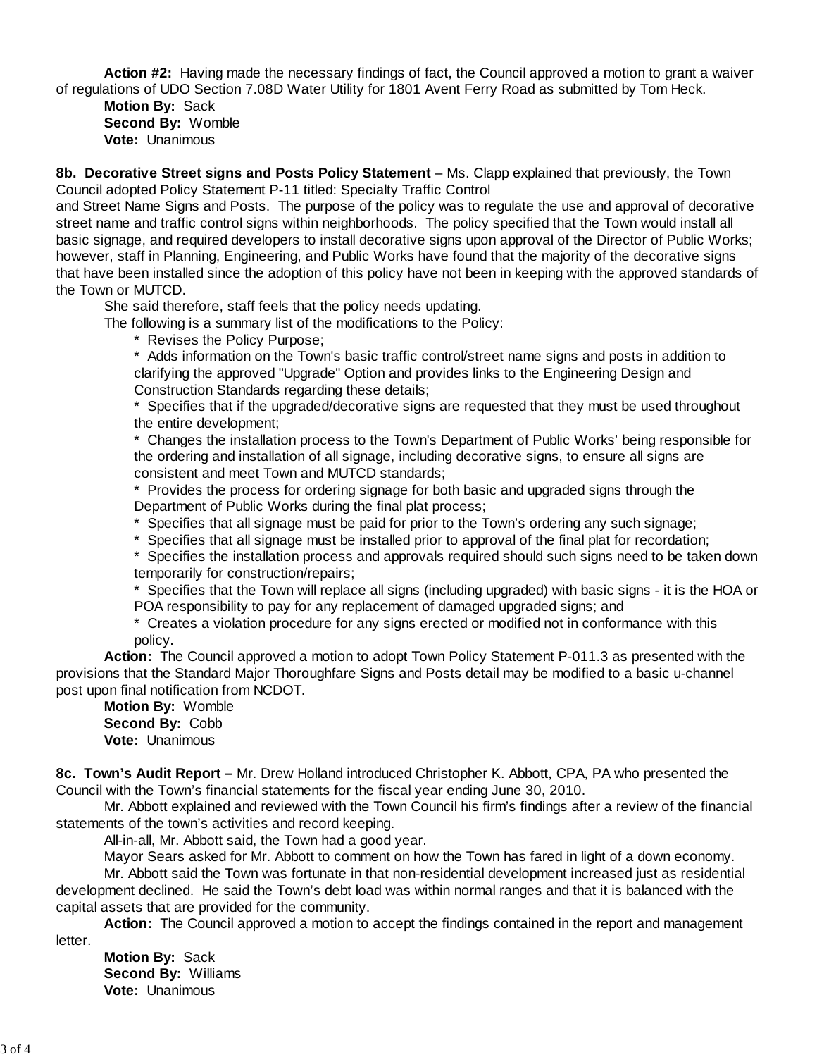**Action #2:** Having made the necessary findings of fact, the Council approved a motion to grant a waiver of regulations of UDO Section 7.08D Water Utility for 1801 Avent Ferry Road as submitted by Tom Heck.

**Motion By:** Sack
**Second By:** Womble
**Vote:** Unanimous

**8b. Decorative Street signs and Posts Policy Statement** – Ms. Clapp explained that previously, the Town Council adopted Policy Statement P-11 titled: Specialty Traffic Control and Street Name Signs and Posts. The purpose of the policy was to regulate the use and approval of decorative street name and traffic control signs within neighborhoods. The policy specified that the Town would install all basic signage, and required developers to install decorative signs upon approval of the Director of Public Works; however, staff in Planning, Engineering, and Public Works have found that the majority of the decorative signs that have been installed since the adoption of this policy have not been in keeping with the approved standards of the Town or MUTCD.

She said therefore, staff feels that the policy needs updating.

The following is a summary list of the modifications to the Policy:

* Revises the Policy Purpose;
* Adds information on the Town's basic traffic control/street name signs and posts in addition to clarifying the approved "Upgrade" Option and provides links to the Engineering Design and Construction Standards regarding these details;
* Specifies that if the upgraded/decorative signs are requested that they must be used throughout the entire development;
* Changes the installation process to the Town's Department of Public Works' being responsible for the ordering and installation of all signage, including decorative signs, to ensure all signs are consistent and meet Town and MUTCD standards;
* Provides the process for ordering signage for both basic and upgraded signs through the Department of Public Works during the final plat process;
* Specifies that all signage must be paid for prior to the Town's ordering any such signage;
* Specifies that all signage must be installed prior to approval of the final plat for recordation;
* Specifies the installation process and approvals required should such signs need to be taken down temporarily for construction/repairs;
* Specifies that the Town will replace all signs (including upgraded) with basic signs - it is the HOA or POA responsibility to pay for any replacement of damaged upgraded signs; and
* Creates a violation procedure for any signs erected or modified not in conformance with this policy.

**Action:** The Council approved a motion to adopt Town Policy Statement P-011.3 as presented with the provisions that the Standard Major Thoroughfare Signs and Posts detail may be modified to a basic u-channel post upon final notification from NCDOT.

**Motion By:** Womble
**Second By:** Cobb
**Vote:** Unanimous

**8c. Town's Audit Report –** Mr. Drew Holland introduced Christopher K. Abbott, CPA, PA who presented the Council with the Town's financial statements for the fiscal year ending June 30, 2010.

Mr. Abbott explained and reviewed with the Town Council his firm's findings after a review of the financial statements of the town's activities and record keeping.

All-in-all, Mr. Abbott said, the Town had a good year.

Mayor Sears asked for Mr. Abbott to comment on how the Town has fared in light of a down economy.

Mr. Abbott said the Town was fortunate in that non-residential development increased just as residential development declined. He said the Town's debt load was within normal ranges and that it is balanced with the capital assets that are provided for the community.

**Action:** The Council approved a motion to accept the findings contained in the report and management letter.

**Motion By:** Sack
**Second By:** Williams
**Vote:** Unanimous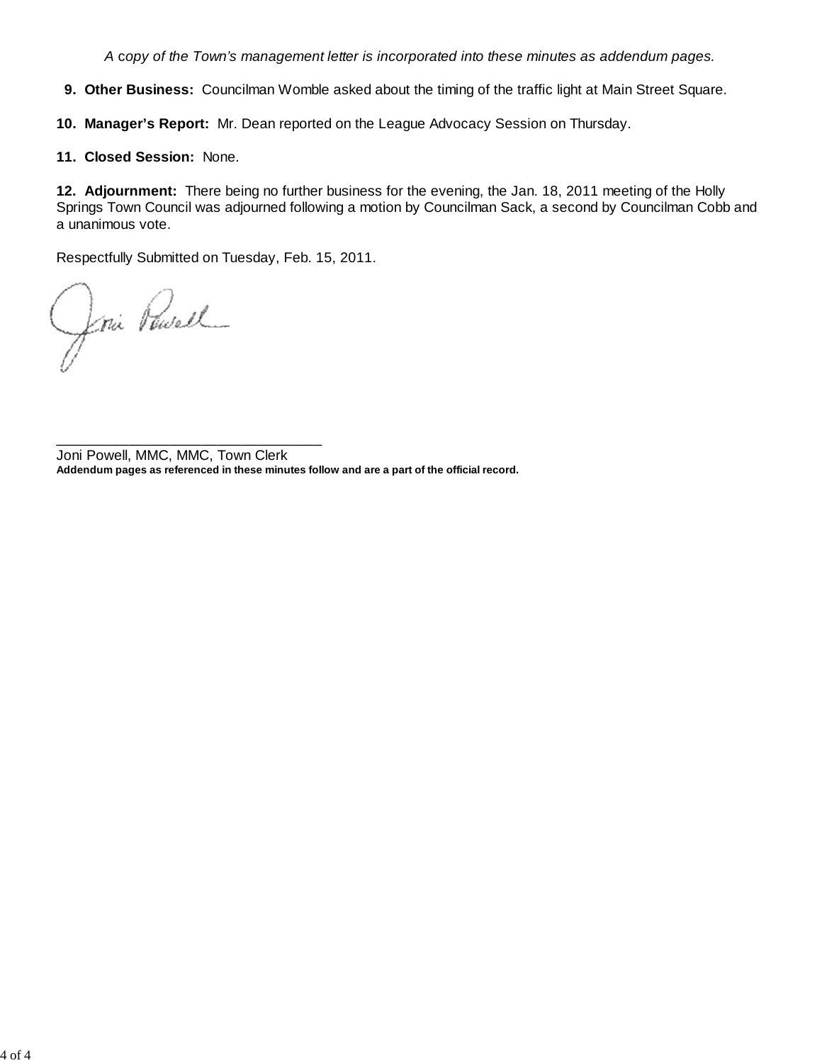*A copy of the Town's management letter is incorporated into these minutes as addendum pages.*

**9. Other Business:** Councilman Womble asked about the timing of the traffic light at Main Street Square.

**10. Manager's Report:** Mr. Dean reported on the League Advocacy Session on Thursday.

**11. Closed Session:** None.

**12. Adjournment:** There being no further business for the evening, the Jan. 18, 2011 meeting of the Holly Springs Town Council was adjourned following a motion by Councilman Sack, a second by Councilman Cobb and a unanimous vote.

Respectfully Submitted on Tuesday, Feb. 15, 2011.

Joni Powell

_________________________________
Joni Powell, MMC, MMC, Town Clerk

**Addendum pages as referenced in these minutes follow and are a part of the official record.**